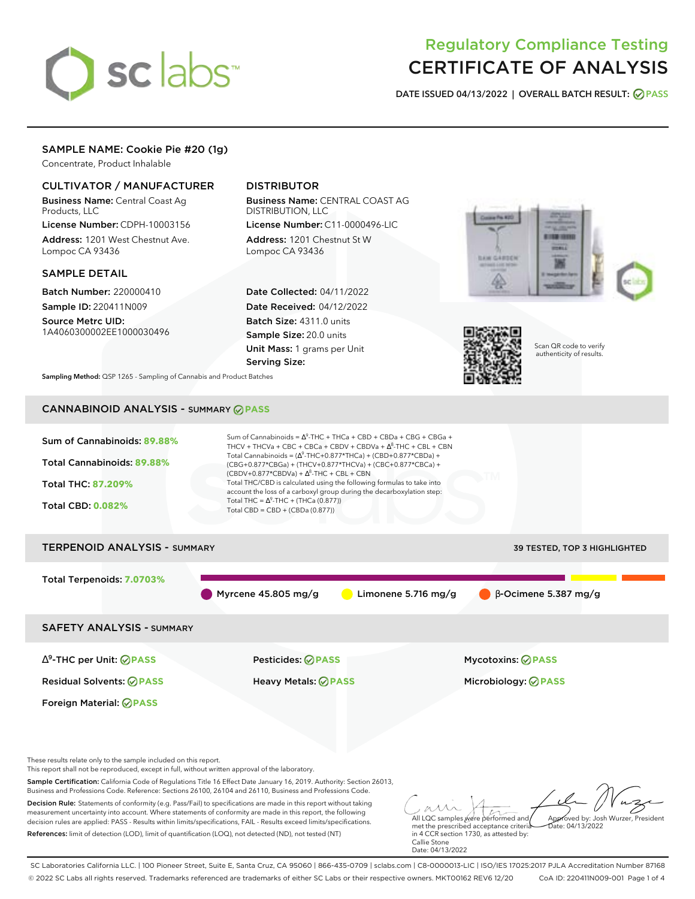# Regulatory Compliance Testing
# CERTIFICATE OF ANALYSIS

DATE ISSUED 04/13/2022 | OVERALL BATCH RESULT: PASS

## SAMPLE NAME: Cookie Pie #20 (1g)

Concentrate, Product Inhalable

### CULTIVATOR / MANUFACTURER

**Business Name:** Central Coast Ag Products, LLC

**License Number:** CDPH-10003156

**Address:** 1201 West Chestnut Ave. Lompoc CA 93436

### DISTRIBUTOR

**Business Name:** CENTRAL COAST AG DISTRIBUTION, LLC

**License Number:** C11-0000496-LIC

**Address:** 1201 Chestnut St W Lompoc CA 93436

### SAMPLE DETAIL

**Batch Number:** 220000410

**Sample ID:** 220411N009

**Source Metrc UID:** 1A4060300002EE1000030496

**Date Collected:** 04/11/2022

**Date Received:** 04/12/2022

**Batch Size:** 4311.0 units

**Sample Size:** 20.0 units

**Unit Mass:** 1 grams per Unit

**Serving Size:**

Scan QR code to verify authenticity of results.

**Sampling Method:** QSP 1265 - Sampling of Cannabis and Product Batches

## CANNABINOID ANALYSIS - SUMMARY PASS

**Sum of Cannabinoids:** 89.88%

**Total Cannabinoids:** 89.88%

**Total THC:** 87.209%

**Total CBD:** 0.082%

Sum of Cannabinoids = $\Delta^9$-THC + THCa + CBD + CBDa + CBG + CBGa + THCV + THCVa + CBC + CBCa + CBDV + CBDVa + $\Delta^8$-THC + CBL + CBN

Total Cannabinoids = ($\Delta^9$-THC+0.877*THCa) + (CBD+0.877*CBDa) + (CBG+0.877*CBGa) + (THCV+0.877*THCVa) + (CBC+0.877*CBCa) + (CBDV+0.877*CBDVa) + $\Delta^8$-THC + CBL + CBN

Total THC/CBD is calculated using the following formulas to take into account the loss of a carboxyl group during the decarboxylation step:

Total THC = $\Delta^9$-THC + (THCa (0.877))

Total CBD = CBD + (CBDa (0.877))

## TERPENOID ANALYSIS - SUMMARY

39 TESTED, TOP 3 HIGHLIGHTED

**Total Terpenoids:** 7.0703%

Myrcene 45.805 mg/g | Limonene 5.716 mg/g | β-Ocimene 5.387 mg/g

## SAFETY ANALYSIS - SUMMARY

| | | |
|---|---|---|
| $\Delta^9$-THC per Unit: PASS | Pesticides: PASS | Mycotoxins: PASS |
| Residual Solvents: PASS | Heavy Metals: PASS | Microbiology: PASS |
| Foreign Material: PASS | | |

These results relate only to the sample included on this report.
This report shall not be reproduced, except in full, without written approval of the laboratory.

**Sample Certification:** California Code of Regulations Title 16 Effect Date January 16, 2019. Authority: Section 26013, Business and Professions Code. Reference: Sections 26100, 26104 and 26110, Business and Professions Code.

**Decision Rule:** Statements of conformity (e.g. Pass/Fail) to specifications are made in this report without taking measurement uncertainty into account. Where statements of conformity are made in this report, the following decision rules are applied: PASS - Results within limits/specifications, FAIL - Results exceed limits/specifications.

**References:** limit of detection (LOD), limit of quantification (LOQ), not detected (ND), not tested (NT)

All LQC samples were performed and met the prescribed acceptance criteria in 4 CCR section 1730, as attested by: Callie Stone Date: 04/13/2022

Approved by: Josh Wurzer, President Date: 04/13/2022

SC Laboratories California LLC. | 100 Pioneer Street, Suite E, Santa Cruz, CA 95060 | 866-435-0709 | sclabs.com | C8-0000013-LIC | ISO/IES 17025:2017 PJLA Accreditation Number 87168
© 2022 SC Labs all rights reserved. Trademarks referenced are trademarks of either SC Labs or their respective owners. MKT00162 REV6 12/20 CoA ID: 220411N009-001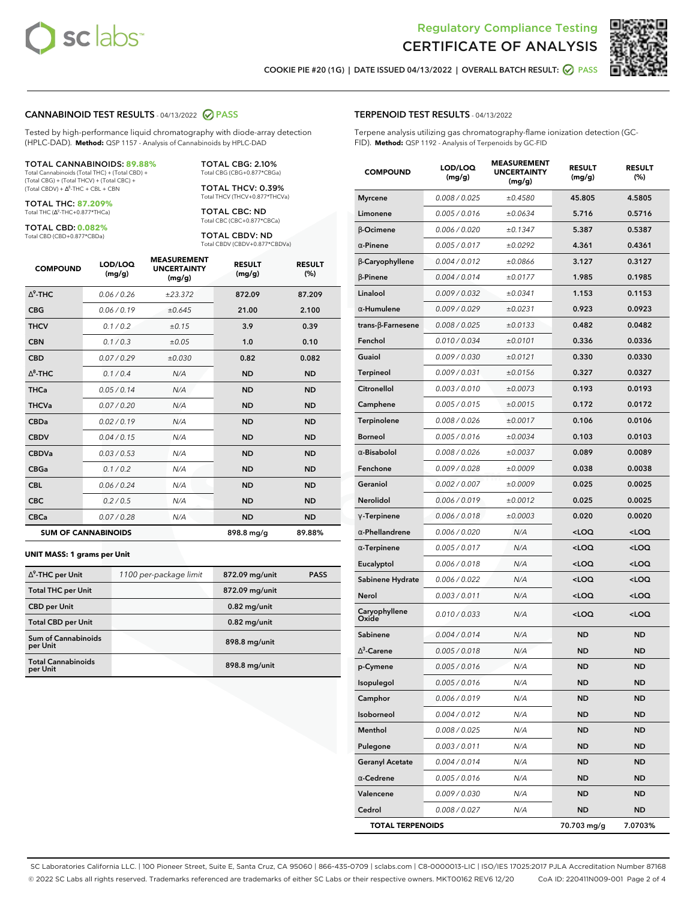Regulatory Compliance Testing
# CERTIFICATE OF ANALYSIS

COOKIE PIE #20 (1G) | DATE ISSUED 04/13/2022 | OVERALL BATCH RESULT: PASS

## CANNABINOID TEST RESULTS - 04/13/2022 PASS

Tested by high-performance liquid chromatography with diode-array detection (HPLC-DAD). **Method:** QSP 1157 - Analysis of Cannabinoids by HPLC-DAD

**TOTAL CANNABINOIDS: 89.88%**
Total Cannabinoids (Total THC) + (Total CBD) + (Total CBG) + (Total THCV) + (Total CBC) + (Total CBDV) + $\Delta^8$-THC + CBL + CBN

**TOTAL THC: 87.209%**
Total THC ($\Delta^9$-THC+0.877*THCa)

**TOTAL CBD: 0.082%**
Total CBD (CBD+0.877*CBDa)

**TOTAL CBG: 2.10%**
Total CBG (CBG+0.877*CBGa)

**TOTAL THCV: 0.39%**
Total THCV (THCV+0.877*THCVa)

**TOTAL CBC: ND**
Total CBC (CBC+0.877*CBCa)

**TOTAL CBDV: ND**
Total CBDV (CBDV+0.877*CBDVa)

| COMPOUND | LOD/LOQ (mg/g) | MEASUREMENT UNCERTAINTY (mg/g) | RESULT (mg/g) | RESULT (%) |
|---|---|---|---|---|
| $\Delta^9$-THC | 0.06 / 0.26 | ±23.372 | 872.09 | 87.209 |
| CBG | 0.06 / 0.19 | ±0.645 | 21.00 | 2.100 |
| THCV | 0.1 / 0.2 | ±0.15 | 3.9 | 0.39 |
| CBN | 0.1 / 0.3 | ±0.05 | 1.0 | 0.10 |
| CBD | 0.07 / 0.29 | ±0.030 | 0.82 | 0.082 |
| $\Delta^8$-THC | 0.1 / 0.4 | N/A | ND | ND |
| THCa | 0.05 / 0.14 | N/A | ND | ND |
| THCVa | 0.07 / 0.20 | N/A | ND | ND |
| CBDa | 0.02 / 0.19 | N/A | ND | ND |
| CBDV | 0.04 / 0.15 | N/A | ND | ND |
| CBDVa | 0.03 / 0.53 | N/A | ND | ND |
| CBGa | 0.1 / 0.2 | N/A | ND | ND |
| CBL | 0.06 / 0.24 | N/A | ND | ND |
| CBC | 0.2 / 0.5 | N/A | ND | ND |
| CBCa | 0.07 / 0.28 | N/A | ND | ND |
| **SUM OF CANNABINOIDS** | | | 898.8 mg/g | 89.88% |

**UNIT MASS: 1 grams per Unit**

| | | | |
|---|---|---|---|
| $\Delta^9$-THC per Unit | 1100 per-package limit | 872.09 mg/unit | PASS |
| Total THC per Unit | | 872.09 mg/unit | |
| CBD per Unit | | 0.82 mg/unit | |
| Total CBD per Unit | | 0.82 mg/unit | |
| Sum of Cannabinoids per Unit | | 898.8 mg/unit | |
| Total Cannabinoids per Unit | | 898.8 mg/unit | |

## TERPENOID TEST RESULTS - 04/13/2022

Terpene analysis utilizing gas chromatography-flame ionization detection (GC-FID). **Method:** QSP 1192 - Analysis of Terpenoids by GC-FID

| COMPOUND | LOD/LOQ (mg/g) | MEASUREMENT UNCERTAINTY (mg/g) | RESULT (mg/g) | RESULT (%) |
|---|---|---|---|---|
| Myrcene | 0.008 / 0.025 | ±0.4580 | 45.805 | 4.5805 |
| Limonene | 0.005 / 0.016 | ±0.0634 | 5.716 | 0.5716 |
| β-Ocimene | 0.006 / 0.020 | ±0.1347 | 5.387 | 0.5387 |
| α-Pinene | 0.005 / 0.017 | ±0.0292 | 4.361 | 0.4361 |
| β-Caryophyllene | 0.004 / 0.012 | ±0.0866 | 3.127 | 0.3127 |
| β-Pinene | 0.004 / 0.014 | ±0.0177 | 1.985 | 0.1985 |
| Linalool | 0.009 / 0.032 | ±0.0341 | 1.153 | 0.1153 |
| α-Humulene | 0.009 / 0.029 | ±0.0231 | 0.923 | 0.0923 |
| trans-β-Farnesene | 0.008 / 0.025 | ±0.0133 | 0.482 | 0.0482 |
| Fenchol | 0.010 / 0.034 | ±0.0101 | 0.336 | 0.0336 |
| Guaiol | 0.009 / 0.030 | ±0.0121 | 0.330 | 0.0330 |
| Terpineol | 0.009 / 0.031 | ±0.0156 | 0.327 | 0.0327 |
| Citronellol | 0.003 / 0.010 | ±0.0073 | 0.193 | 0.0193 |
| Camphene | 0.005 / 0.015 | ±0.0015 | 0.172 | 0.0172 |
| Terpinolene | 0.008 / 0.026 | ±0.0017 | 0.106 | 0.0106 |
| Borneol | 0.005 / 0.016 | ±0.0034 | 0.103 | 0.0103 |
| α-Bisabolol | 0.008 / 0.026 | ±0.0037 | 0.089 | 0.0089 |
| Fenchone | 0.009 / 0.028 | ±0.0009 | 0.038 | 0.0038 |
| Geraniol | 0.002 / 0.007 | ±0.0009 | 0.025 | 0.0025 |
| Nerolidol | 0.006 / 0.019 | ±0.0012 | 0.025 | 0.0025 |
| γ-Terpinene | 0.006 / 0.018 | ±0.0003 | 0.020 | 0.0020 |
| α-Phellandrene | 0.006 / 0.020 | N/A | <LOQ | <LOQ |
| α-Terpinene | 0.005 / 0.017 | N/A | <LOQ | <LOQ |
| Eucalyptol | 0.006 / 0.018 | N/A | <LOQ | <LOQ |
| Sabinene Hydrate | 0.006 / 0.022 | N/A | <LOQ | <LOQ |
| Nerol | 0.003 / 0.011 | N/A | <LOQ | <LOQ |
| Caryophyllene Oxide | 0.010 / 0.033 | N/A | <LOQ | <LOQ |
| Sabinene | 0.004 / 0.014 | N/A | ND | ND |
| $\Delta^3$-Carene | 0.005 / 0.018 | N/A | ND | ND |
| p-Cymene | 0.005 / 0.016 | N/A | ND | ND |
| Isopulegol | 0.005 / 0.016 | N/A | ND | ND |
| Camphor | 0.006 / 0.019 | N/A | ND | ND |
| Isoborneol | 0.004 / 0.012 | N/A | ND | ND |
| Menthol | 0.008 / 0.025 | N/A | ND | ND |
| Pulegone | 0.003 / 0.011 | N/A | ND | ND |
| Geranyl Acetate | 0.004 / 0.014 | N/A | ND | ND |
| α-Cedrene | 0.005 / 0.016 | N/A | ND | ND |
| Valencene | 0.009 / 0.030 | N/A | ND | ND |
| Cedrol | 0.008 / 0.027 | N/A | ND | ND |
| **TOTAL TERPENOIDS** | | | 70.703 mg/g | 7.0703% |

SC Laboratories California LLC. | 100 Pioneer Street, Suite E, Santa Cruz, CA 95060 | 866-435-0709 | sclabs.com | C8-0000013-LIC | ISO/IES 17025:2017 PJLA Accreditation Number 87168
© 2022 SC Labs all rights reserved. Trademarks referenced are trademarks of either SC Labs or their respective owners. MKT00162 REV6 12/20 CoA ID: 220411N009-001